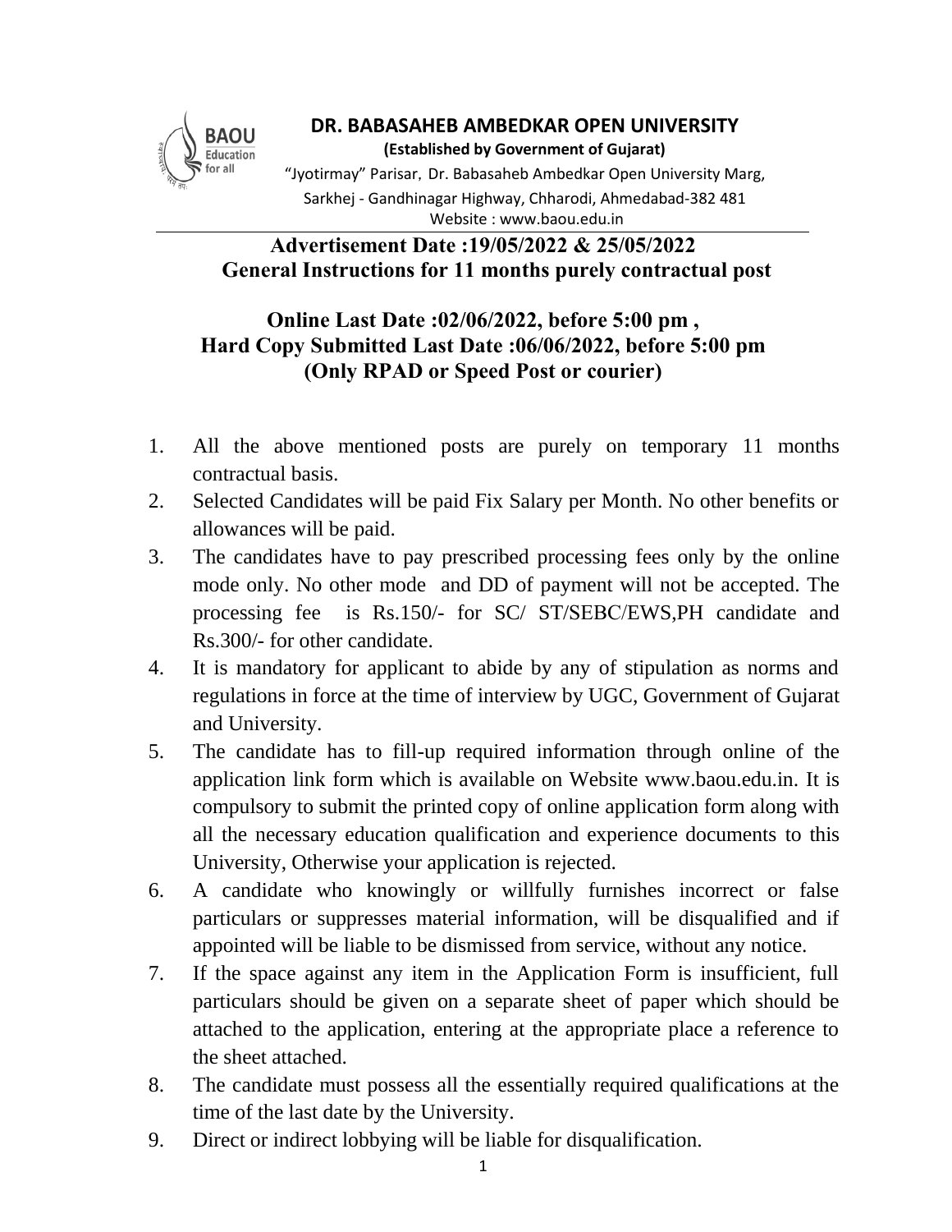**DR. BABASAHEB AMBEDKAR OPEN UNIVERSITY**

**(Established by Government of Gujarat)**

"Jyotirmay" Parisar, Dr. Babasaheb Ambedkar Open University Marg,
Sarkhej - Gandhinagar Highway, Chharodi, Ahmedabad-382 481
Website : www.baou.edu.in

## Advertisement Date :19/05/2022 & 25/05/2022
## General Instructions for 11 months purely contractual post

### Online Last Date :02/06/2022, before 5:00 pm ,
### Hard Copy Submitted Last Date :06/06/2022, before 5:00 pm
### (Only RPAD or Speed Post or courier)

1. All the above mentioned posts are purely on temporary 11 months contractual basis.
2. Selected Candidates will be paid Fix Salary per Month. No other benefits or allowances will be paid.
3. The candidates have to pay prescribed processing fees only by the online mode only. No other mode and DD of payment will not be accepted. The processing fee is Rs.150/- for SC/ ST/SEBC/EWS,PH candidate and Rs.300/- for other candidate.
4. It is mandatory for applicant to abide by any of stipulation as norms and regulations in force at the time of interview by UGC, Government of Gujarat and University.
5. The candidate has to fill-up required information through online of the application link form which is available on Website www.baou.edu.in. It is compulsory to submit the printed copy of online application form along with all the necessary education qualification and experience documents to this University, Otherwise your application is rejected.
6. A candidate who knowingly or willfully furnishes incorrect or false particulars or suppresses material information, will be disqualified and if appointed will be liable to be dismissed from service, without any notice.
7. If the space against any item in the Application Form is insufficient, full particulars should be given on a separate sheet of paper which should be attached to the application, entering at the appropriate place a reference to the sheet attached.
8. The candidate must possess all the essentially required qualifications at the time of the last date by the University.
9. Direct or indirect lobbying will be liable for disqualification.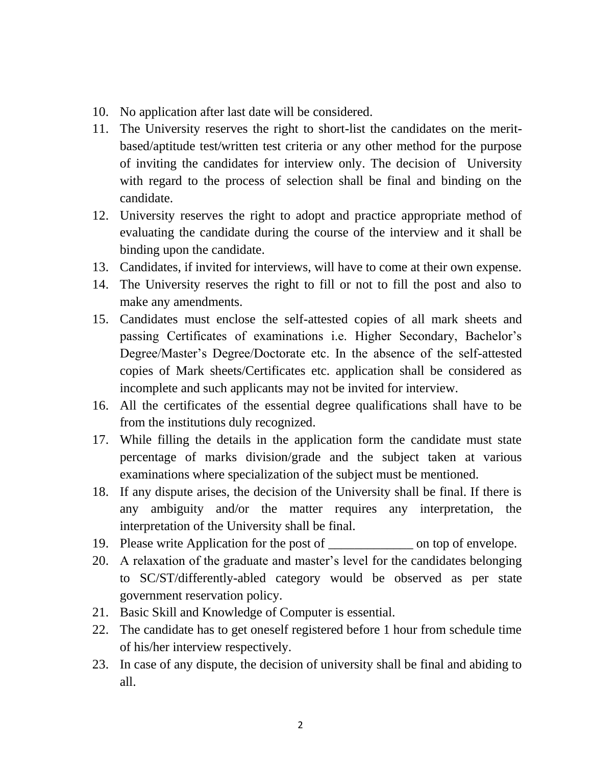10. No application after last date will be considered.
11. The University reserves the right to short-list the candidates on the merit-based/aptitude test/written test criteria or any other method for the purpose of inviting the candidates for interview only. The decision of University with regard to the process of selection shall be final and binding on the candidate.
12. University reserves the right to adopt and practice appropriate method of evaluating the candidate during the course of the interview and it shall be binding upon the candidate.
13. Candidates, if invited for interviews, will have to come at their own expense.
14. The University reserves the right to fill or not to fill the post and also to make any amendments.
15. Candidates must enclose the self-attested copies of all mark sheets and passing Certificates of examinations i.e. Higher Secondary, Bachelor's Degree/Master's Degree/Doctorate etc. In the absence of the self-attested copies of Mark sheets/Certificates etc. application shall be considered as incomplete and such applicants may not be invited for interview.
16. All the certificates of the essential degree qualifications shall have to be from the institutions duly recognized.
17. While filling the details in the application form the candidate must state percentage of marks division/grade and the subject taken at various examinations where specialization of the subject must be mentioned.
18. If any dispute arises, the decision of the University shall be final. If there is any ambiguity and/or the matter requires any interpretation, the interpretation of the University shall be final.
19. Please write Application for the post of _____________ on top of envelope.
20. A relaxation of the graduate and master's level for the candidates belonging to SC/ST/differently-abled category would be observed as per state government reservation policy.
21. Basic Skill and Knowledge of Computer is essential.
22. The candidate has to get oneself registered before 1 hour from schedule time of his/her interview respectively.
23. In case of any dispute, the decision of university shall be final and abiding to all.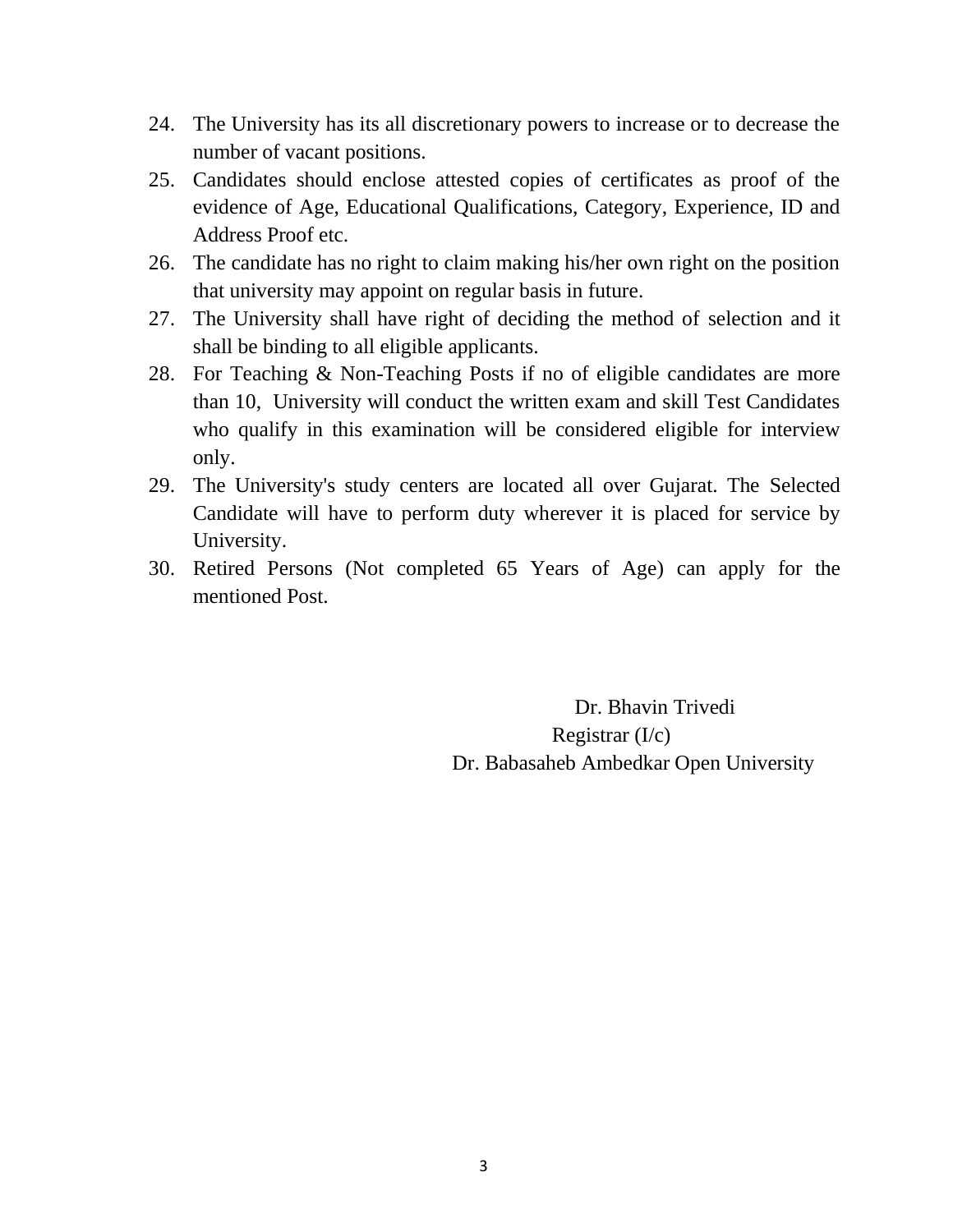24. The University has its all discretionary powers to increase or to decrease the number of vacant positions.
25. Candidates should enclose attested copies of certificates as proof of the evidence of Age, Educational Qualifications, Category, Experience, ID and Address Proof etc.
26. The candidate has no right to claim making his/her own right on the position that university may appoint on regular basis in future.
27. The University shall have right of deciding the method of selection and it shall be binding to all eligible applicants.
28. For Teaching & Non-Teaching Posts if no of eligible candidates are more than 10, University will conduct the written exam and skill Test Candidates who qualify in this examination will be considered eligible for interview only.
29. The University's study centers are located all over Gujarat. The Selected Candidate will have to perform duty wherever it is placed for service by University.
30. Retired Persons (Not completed 65 Years of Age) can apply for the mentioned Post.

Dr. Bhavin Trivedi
Registrar (I/c)
Dr. Babasaheb Ambedkar Open University